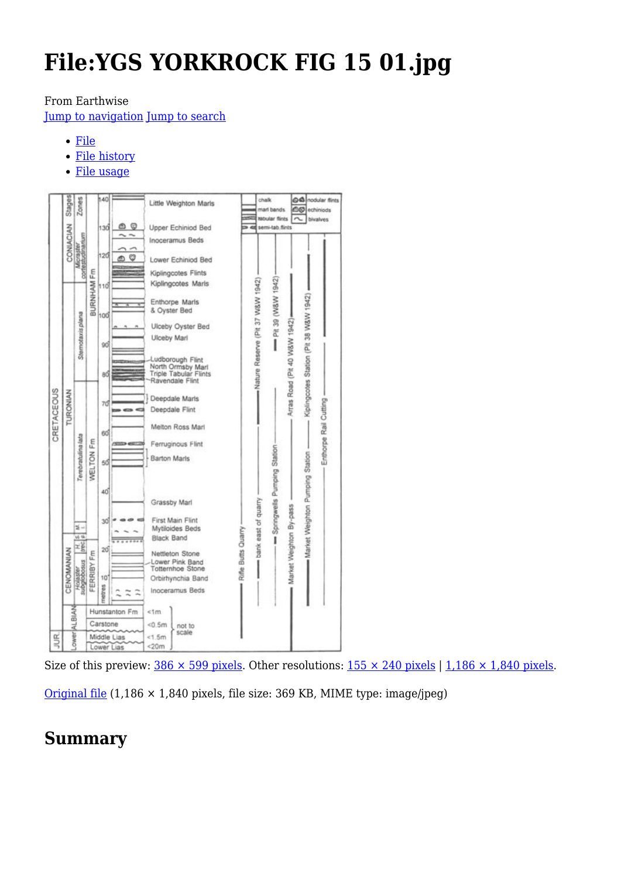# File:YGS YORKROCK FIG 15 01.jpg

From Earthwise

Jump to navigation Jump to search

- File
- File history
- File usage

Size of this preview: 386 × 599 pixels. Other resolutions: 155 × 240 pixels | 1,186 × 1,840 pixels.

Original file (1,186 × 1,840 pixels, file size: 369 KB, MIME type: image/jpeg)

## Summary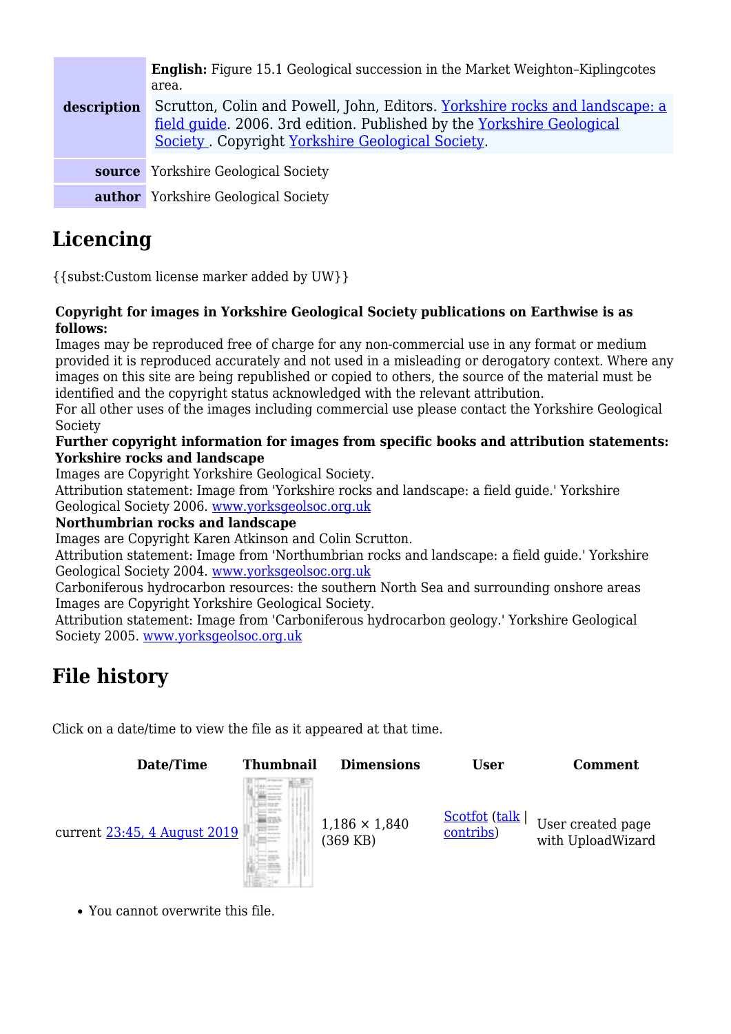| | |
|---|---|
| **description** | **English:** Figure 15.1 Geological succession in the Market Weighton–Kiplingcotes area. <br> Scrutton, Colin and Powell, John, Editors. Yorkshire rocks and landscape: a field guide. 2006. 3rd edition. Published by the Yorkshire Geological Society . Copyright Yorkshire Geological Society. |
| **source** | Yorkshire Geological Society |
| **author** | Yorkshire Geological Society |

## Licencing

{{subst:Custom license marker added by UW}}

**Copyright for images in Yorkshire Geological Society publications on Earthwise is as follows:**
Images may be reproduced free of charge for any non-commercial use in any format or medium provided it is reproduced accurately and not used in a misleading or derogatory context. Where any images on this site are being republished or copied to others, the source of the material must be identified and the copyright status acknowledged with the relevant attribution.
For all other uses of the images including commercial use please contact the Yorkshire Geological Society
**Further copyright information for images from specific books and attribution statements:**
**Yorkshire rocks and landscape**
Images are Copyright Yorkshire Geological Society.
Attribution statement: Image from 'Yorkshire rocks and landscape: a field guide.' Yorkshire Geological Society 2006. www.yorksgeolsoc.org.uk
**Northumbrian rocks and landscape**
Images are Copyright Karen Atkinson and Colin Scrutton.
Attribution statement: Image from 'Northumbrian rocks and landscape: a field guide.' Yorkshire Geological Society 2004. www.yorksgeolsoc.org.uk
Carboniferous hydrocarbon resources: the southern North Sea and surrounding onshore areas
Images are Copyright Yorkshire Geological Society.
Attribution statement: Image from 'Carboniferous hydrocarbon geology.' Yorkshire Geological Society 2005. www.yorksgeolsoc.org.uk

## File history

Click on a date/time to view the file as it appeared at that time.

| Date/Time | Thumbnail | Dimensions | User | Comment |
|---|---|---|---|---|
| current 23:45, 4 August 2019 | | 1,186 × 1,840 (369 KB) | Scotfot (talk \| contribs) | User created page with UploadWizard |

- You cannot overwrite this file.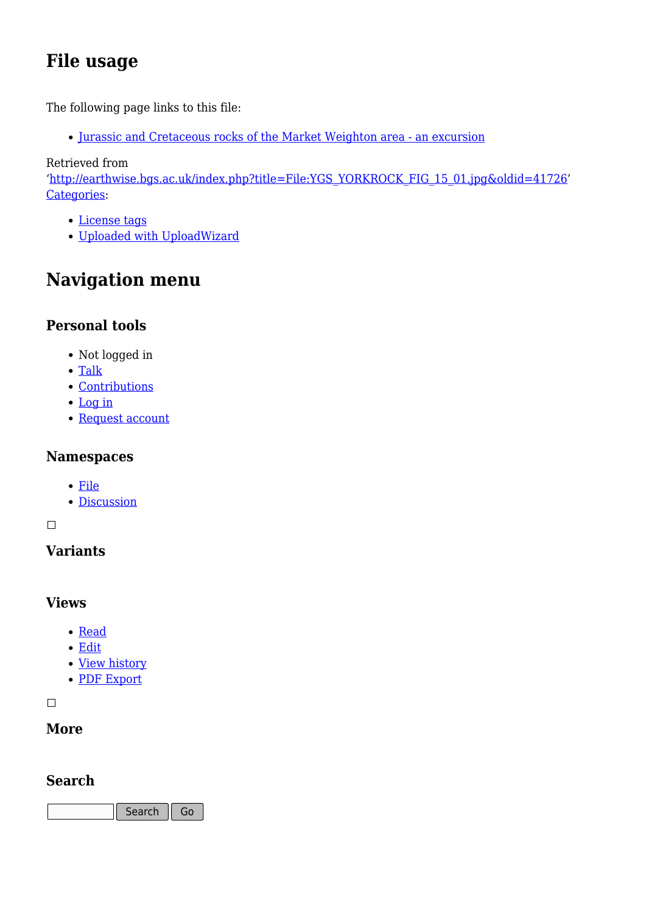## File usage

The following page links to this file:

- Jurassic and Cretaceous rocks of the Market Weighton area - an excursion

Retrieved from 'http://earthwise.bgs.ac.uk/index.php?title=File:YGS_YORKROCK_FIG_15_01.jpg&oldid=41726'
Categories:

- License tags
- Uploaded with UploadWizard

## Navigation menu

### Personal tools

- Not logged in
- Talk
- Contributions
- Log in
- Request account

### Namespaces

- File
- Discussion

### Variants

### Views

- Read
- Edit
- View history
- PDF Export

### More

### Search

Search Go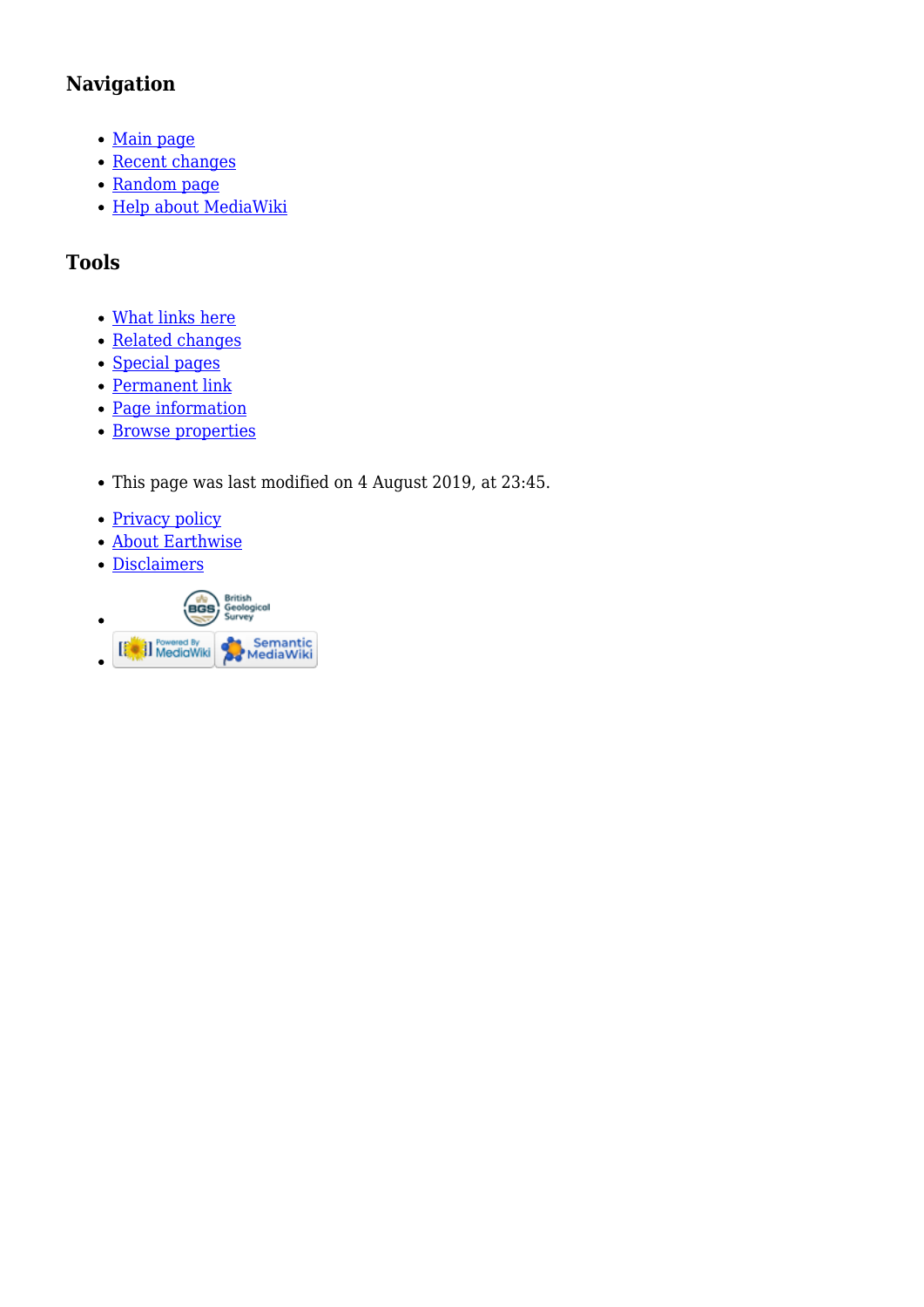## Navigation

- Main page
- Recent changes
- Random page
- Help about MediaWiki

## Tools

- What links here
- Related changes
- Special pages
- Permanent link
- Page information
- Browse properties

- This page was last modified on 4 August 2019, at 23:45.

- Privacy policy
- About Earthwise
- Disclaimers